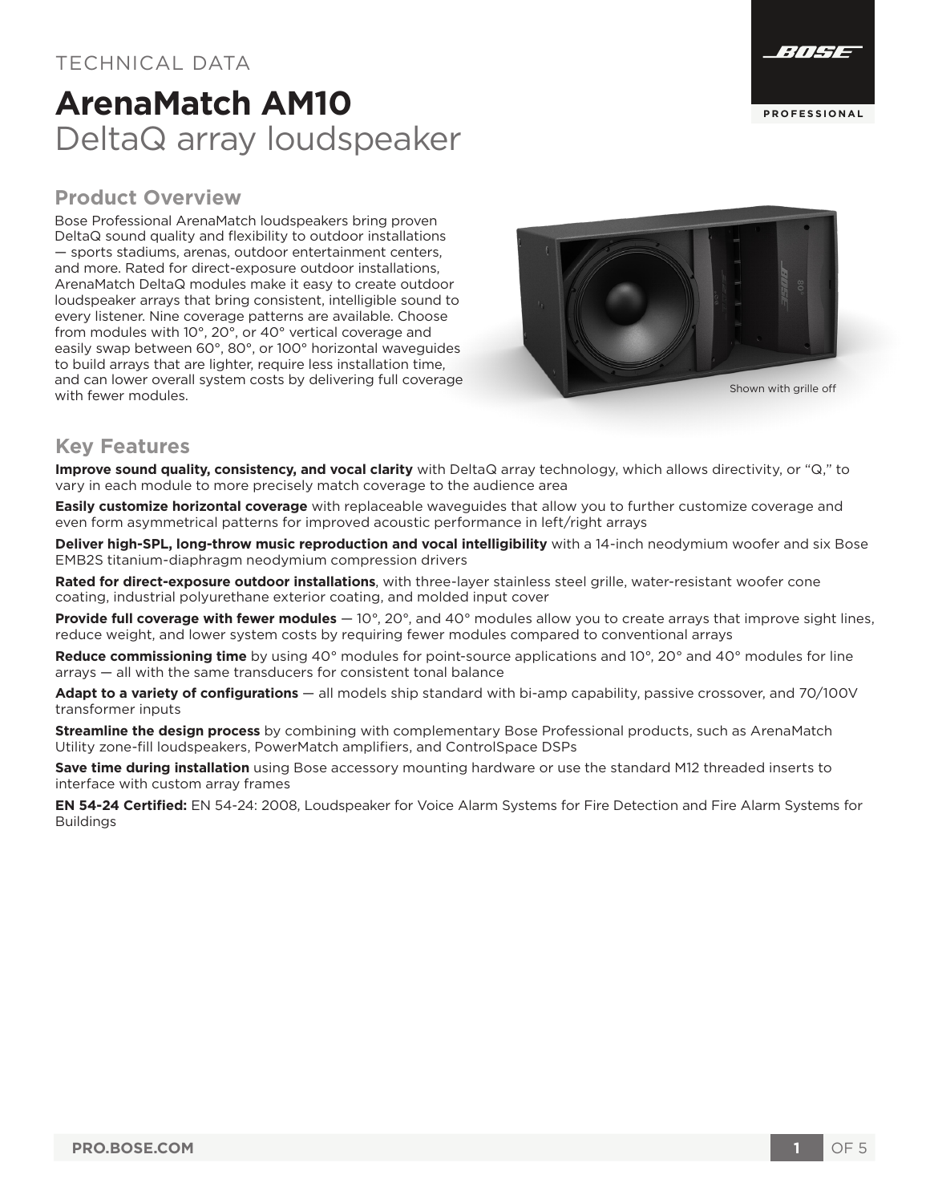TECHNICAL DATA

# ArenaMatch AM10

DeltaQ array loudspeaker

## Product Overview

Bose Professional ArenaMatch loudspeakers bring proven DeltaQ sound quality and flexibility to outdoor installations — sports stadiums, arenas, outdoor entertainment centers, and more. Rated for direct-exposure outdoor installations, ArenaMatch DeltaQ modules make it easy to create outdoor loudspeaker arrays that bring consistent, intelligible sound to every listener. Nine coverage patterns are available. Choose from modules with 10°, 20°, or 40° vertical coverage and easily swap between 60°, 80°, or 100° horizontal waveguides to build arrays that are lighter, require less installation time, and can lower overall system costs by delivering full coverage with fewer modules.

Shown with grille off

## Key Features

**Improve sound quality, consistency, and vocal clarity** with DeltaQ array technology, which allows directivity, or "Q," to vary in each module to more precisely match coverage to the audience area

**Easily customize horizontal coverage** with replaceable waveguides that allow you to further customize coverage and even form asymmetrical patterns for improved acoustic performance in left/right arrays

**Deliver high-SPL, long-throw music reproduction and vocal intelligibility** with a 14-inch neodymium woofer and six Bose EMB2S titanium-diaphragm neodymium compression drivers

**Rated for direct-exposure outdoor installations**, with three-layer stainless steel grille, water-resistant woofer cone coating, industrial polyurethane exterior coating, and molded input cover

**Provide full coverage with fewer modules** — 10°, 20°, and 40° modules allow you to create arrays that improve sight lines, reduce weight, and lower system costs by requiring fewer modules compared to conventional arrays

**Reduce commissioning time** by using 40° modules for point-source applications and 10°, 20° and 40° modules for line arrays — all with the same transducers for consistent tonal balance

**Adapt to a variety of configurations** — all models ship standard with bi-amp capability, passive crossover, and 70/100V transformer inputs

**Streamline the design process** by combining with complementary Bose Professional products, such as ArenaMatch Utility zone-fill loudspeakers, PowerMatch amplifiers, and ControlSpace DSPs

**Save time during installation** using Bose accessory mounting hardware or use the standard M12 threaded inserts to interface with custom array frames

**EN 54-24 Certified:** EN 54-24: 2008, Loudspeaker for Voice Alarm Systems for Fire Detection and Fire Alarm Systems for Buildings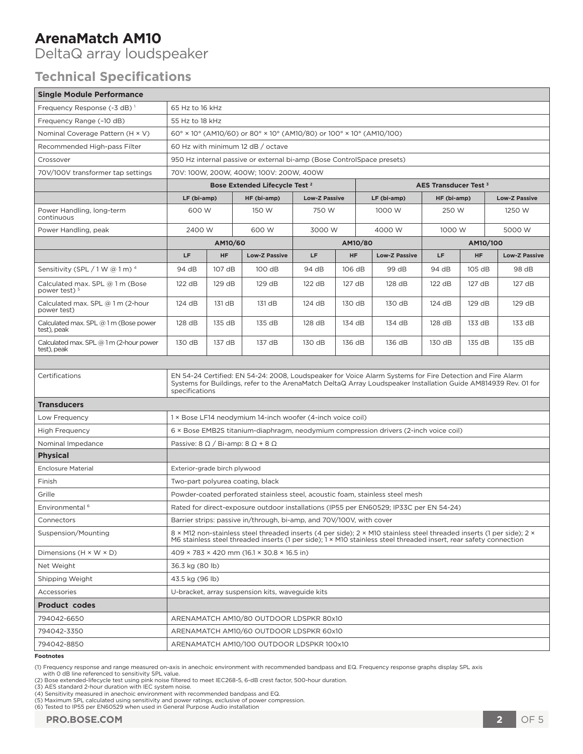# ArenaMatch AM10

DeltaQ array loudspeaker

## Technical Specifications

| Single Module Performance | | | | | | | | | |
|---|---|---|---|---|---|---|---|---|---|
| Frequency Response (-3 dB) [1] | 65 Hz to 16 kHz | | | | | | | | |
| Frequency Range (–10 dB) | 55 Hz to 18 kHz | | | | | | | | |
| Nominal Coverage Pattern (H × V) | 60° × 10° (AM10/60) or 80° × 10° (AM10/80) or 100° × 10° (AM10/100) | | | | | | | | |
| Recommended High-pass Filter | 60 Hz with minimum 12 dB / octave | | | | | | | | |
| Crossover | 950 Hz internal passive or external bi-amp (Bose ControlSpace presets) | | | | | | | | |
| 70V/100V transformer tap settings | 70V: 100W, 200W, 400W; 100V: 200W, 400W | | | | | | | | |
| | Bose Extended Lifecycle Test [2] | | | | | AES Transducer Test [3] | | | |
| | LF (bi-amp) | | HF (bi-amp) | Low-Z Passive | | LF (bi-amp) | HF (bi-amp) | | Low-Z Passive |
| Power Handling, long-term continuous | 600 W | | 150 W | 750 W | | 1000 W | 250 W | | 1250 W |
| Power Handling, peak | 2400 W | | 600 W | 3000 W | | 4000 W | 1000 W | | 5000 W |
| | AM10/60 | | | AM10/80 | | | AM10/100 | | |
| | LF | HF | Low-Z Passive | LF | HF | Low-Z Passive | LF | HF | Low-Z Passive |
| Sensitivity (SPL / 1 W @ 1 m) [4] | 94 dB | 107 dB | 100 dB | 94 dB | 106 dB | 99 dB | 94 dB | 105 dB | 98 dB |
| Calculated max. SPL @ 1 m (Bose power test) [5] | 122 dB | 129 dB | 129 dB | 122 dB | 127 dB | 128 dB | 122 dB | 127 dB | 127 dB |
| Calculated max. SPL @ 1 m (2-hour power test) | 124 dB | 131 dB | 131 dB | 124 dB | 130 dB | 130 dB | 124 dB | 129 dB | 129 dB |
| Calculated max. SPL @ 1 m (Bose power test), peak | 128 dB | 135 dB | 135 dB | 128 dB | 134 dB | 134 dB | 128 dB | 133 dB | 133 dB |
| Calculated max. SPL @ 1 m (2-hour power test), peak | 130 dB | 137 dB | 137 dB | 130 dB | 136 dB | 136 dB | 130 dB | 135 dB | 135 dB |
| Certifications | EN 54-24 Certified: EN 54-24: 2008, Loudspeaker for Voice Alarm Systems for Fire Detection and Fire Alarm Systems for Buildings, refer to the ArenaMatch DeltaQ Array Loudspeaker Installation Guide AM814939 Rev. 01 for specifications | | | | | | | | |
| **Transducers** | | | | | | | | | |
| Low Frequency | 1 × Bose LF14 neodymium 14-inch woofer (4-inch voice coil) | | | | | | | | |
| High Frequency | 6 × Bose EMB2S titanium-diaphragm, neodymium compression drivers (2-inch voice coil) | | | | | | | | |
| Nominal Impedance | Passive: 8 Ω / Bi-amp: 8 Ω + 8 Ω | | | | | | | | |
| **Physical** | | | | | | | | | |
| Enclosure Material | Exterior-grade birch plywood | | | | | | | | |
| Finish | Two-part polyurea coating, black | | | | | | | | |
| Grille | Powder-coated perforated stainless steel, acoustic foam, stainless steel mesh | | | | | | | | |
| Environmental [6] | Rated for direct-exposure outdoor installations (IP55 per EN60529; IP33C per EN 54-24) | | | | | | | | |
| Connectors | Barrier strips: passive in/through, bi-amp, and 70V/100V, with cover | | | | | | | | |
| Suspension/Mounting | 8 × M12 non-stainless steel threaded inserts (4 per side); 2 × M10 stainless steel threaded inserts (1 per side); 2 × M6 stainless steel threaded inserts (1 per side); 1 × M10 stainless steel threaded insert, rear safety connection | | | | | | | | |
| Dimensions (H × W × D) | 409 × 783 × 420 mm (16.1 × 30.8 × 16.5 in) | | | | | | | | |
| Net Weight | 36.3 kg (80 lb) | | | | | | | | |
| Shipping Weight | 43.5 kg (96 lb) | | | | | | | | |
| Accessories | U-bracket, array suspension kits, waveguide kits | | | | | | | | |
| **Product codes** | | | | | | | | | |
| 794042-6650 | ARENAMATCH AM10/80 OUTDOOR LDSPKR 80x10 | | | | | | | | |
| 794042-3350 | ARENAMATCH AM10/60 OUTDOOR LDSPKR 60x10 | | | | | | | | |
| 794042-8850 | ARENAMATCH AM10/100 OUTDOOR LDSPKR 100x10 | | | | | | | | |

**Footnotes**

(1) Frequency response and range measured on-axis in anechoic environment with recommended bandpass and EQ. Frequency response graphs display SPL axis with 0 dB line referenced to sensitivity SPL value.
(2) Bose extended-lifecycle test using pink noise filtered to meet IEC268-5, 6-dB crest factor, 500-hour duration.
(3) AES standard 2-hour duration with IEC system noise.
(4) Sensitivity measured in anechoic environment with recommended bandpass and EQ.
(5) Maximum SPL calculated using sensitivity and power ratings, exclusive of power compression.
(6) Tested to IP55 per EN60529 when used in General Purpose Audio installation

PRO.BOSE.COM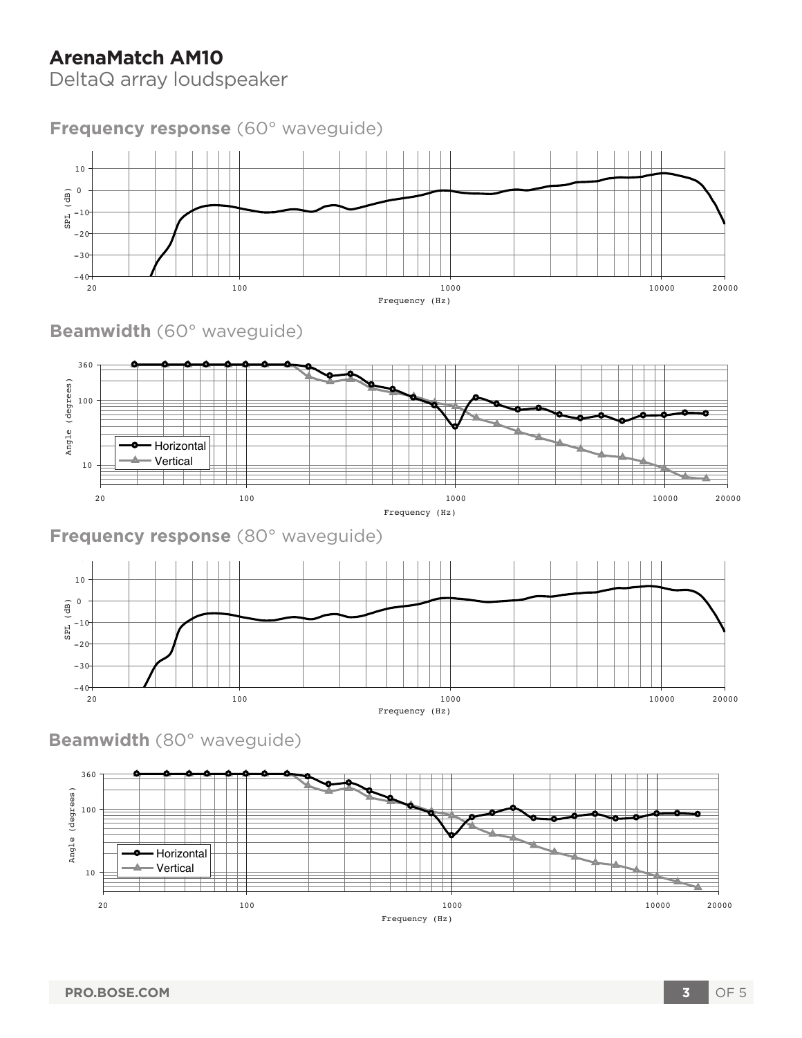# ArenaMatch AM10

DeltaQ array loudspeaker

## **Frequency response** (60° waveguide)

## **Beamwidth** (60° waveguide)

## **Frequency response** (80° waveguide)

## **Beamwidth** (80° waveguide)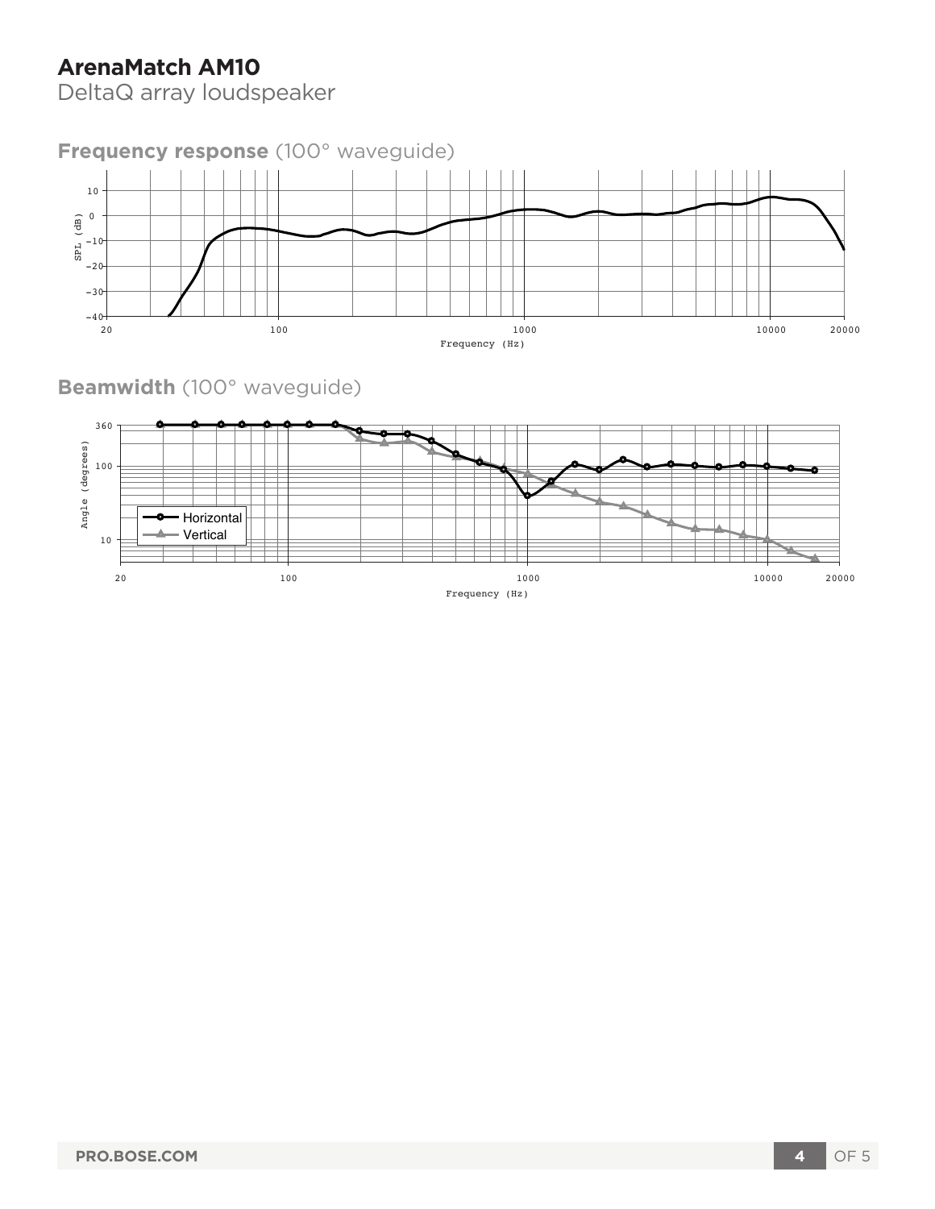# ArenaMatch AM10

DeltaQ array loudspeaker

## **Frequency response** (100° waveguide)

## **Beamwidth** (100° waveguide)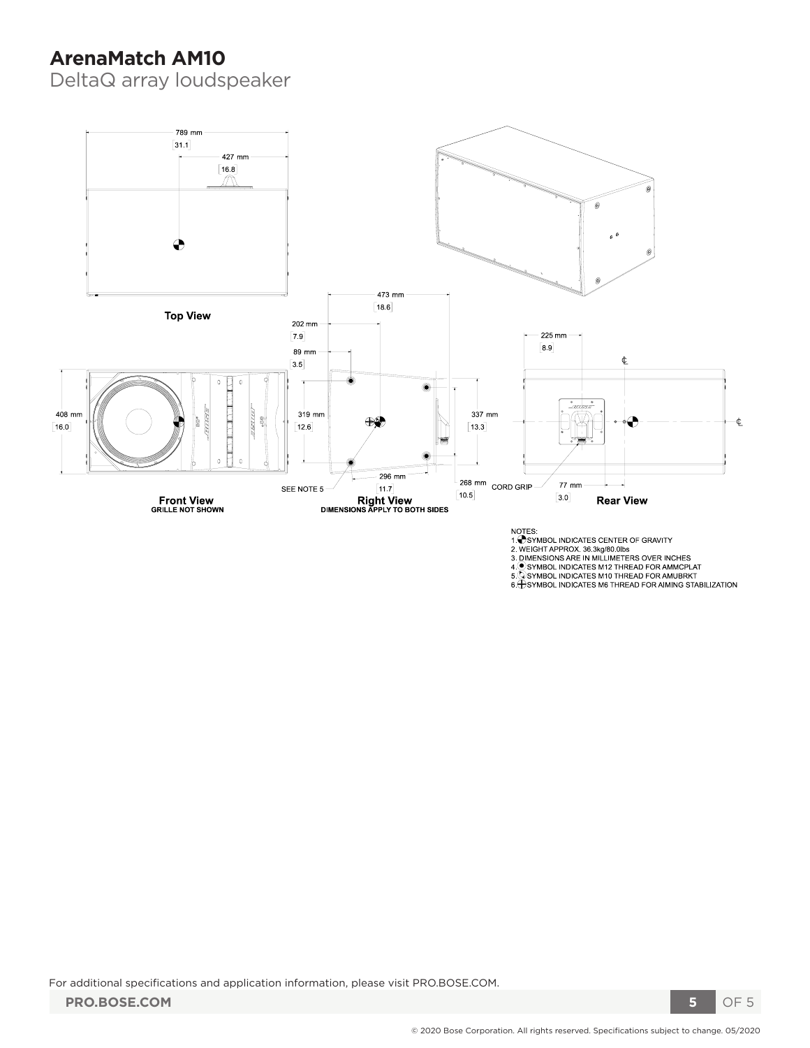# ArenaMatch AM10

DeltaQ array loudspeaker

789 mm
31.1

427 mm
16.8

**Top View**

473 mm
18.6

202 mm
7.9

89 mm
3.5

225 mm
8.9

408 mm
16.0

319 mm
12.6

337 mm
13.3

296 mm
11.7

268 mm
10.5

77 mm
3.0

SEE NOTE 5

CORD GRIP

**Front View**
**GRILLE NOT SHOWN**

**Right View**
**DIMENSIONS APPLY TO BOTH SIDES**

**Rear View**

NOTES:
1. SYMBOL INDICATES CENTER OF GRAVITY
2. WEIGHT APPROX. 36.3kg/80.0lbs
3. DIMENSIONS ARE IN MILLIMETERS OVER INCHES
4. SYMBOL INDICATES M12 THREAD FOR AMMCPLAT
5. SYMBOL INDICATES M10 THREAD FOR AMUBRKT
6. SYMBOL INDICATES M6 THREAD FOR AIMING STABILIZATION

For additional specifications and application information, please visit PRO.BOSE.COM.

© 2020 Bose Corporation. All rights reserved. Specifications subject to change. 05/2020